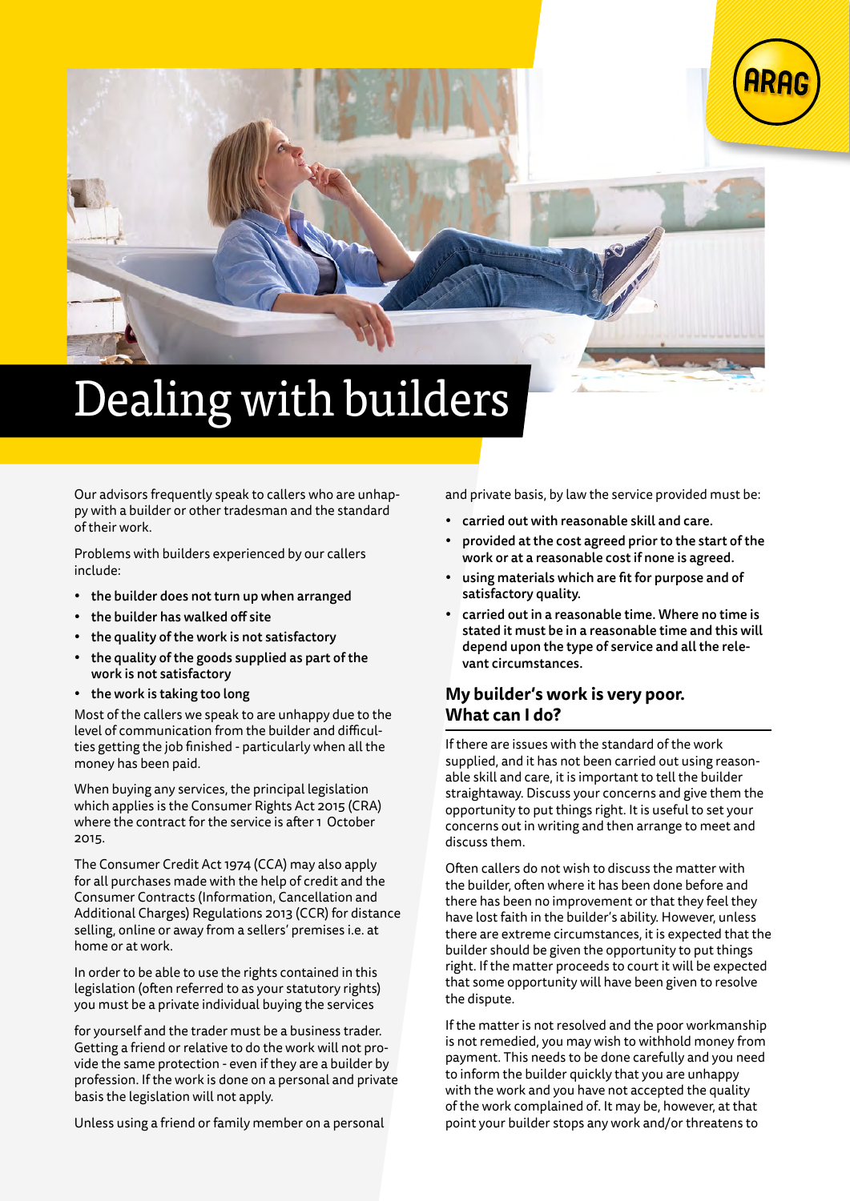# Dealing with builders

Our advisors frequently speak to callers who are unhappy with a builder or other tradesman and the standard of their work.

Problems with builders experienced by our callers include:

- **the builder does not turn up when arranged**
- **the builder has walked off site**
- **the quality of the work is not satisfactory**
- **the quality of the goods supplied as part of the work is not satisfactory**
- **the work is taking too long**

Most of the callers we speak to are unhappy due to the level of communication from the builder and difficulties getting the job finished - particularly when all the money has been paid.

When buying any services, the principal legislation which applies is the Consumer Rights Act 2015 (CRA) where the contract for the service is after 1 October 2015.

The Consumer Credit Act 1974 (CCA) may also apply for all purchases made with the help of credit and the Consumer Contracts (Information, Cancellation and Additional Charges) Regulations 2013 (CCR) for distance selling, online or away from a sellers' premises i.e. at home or at work.

In order to be able to use the rights contained in this legislation (often referred to as your statutory rights) you must be a private individual buying the services for yourself and the trader must be a business trader. Getting a friend or relative to do the work will not provide the same protection - even if they are a builder by profession. If the work is done on a personal and private basis the legislation will not apply.

Unless using a friend or family member on a personal and private basis, by law the service provided must be:

- **carried out with reasonable skill and care.**
- **provided at the cost agreed prior to the start of the work or at a reasonable cost if none is agreed.**
- **using materials which are fit for purpose and of satisfactory quality.**
- **carried out in a reasonable time. Where no time is stated it must be in a reasonable time and this will depend upon the type of service and all the relevant circumstances.**

## My builder's work is very poor. What can I do?

If there are issues with the standard of the work supplied, and it has not been carried out using reasonable skill and care, it is important to tell the builder straightaway. Discuss your concerns and give them the opportunity to put things right. It is useful to set your concerns out in writing and then arrange to meet and discuss them.

Often callers do not wish to discuss the matter with the builder, often where it has been done before and there has been no improvement or that they feel they have lost faith in the builder's ability. However, unless there are extreme circumstances, it is expected that the builder should be given the opportunity to put things right. If the matter proceeds to court it will be expected that some opportunity will have been given to resolve the dispute.

If the matter is not resolved and the poor workmanship is not remedied, you may wish to withhold money from payment. This needs to be done carefully and you need to inform the builder quickly that you are unhappy with the work and you have not accepted the quality of the work complained of. It may be, however, at that point your builder stops any work and/or threatens to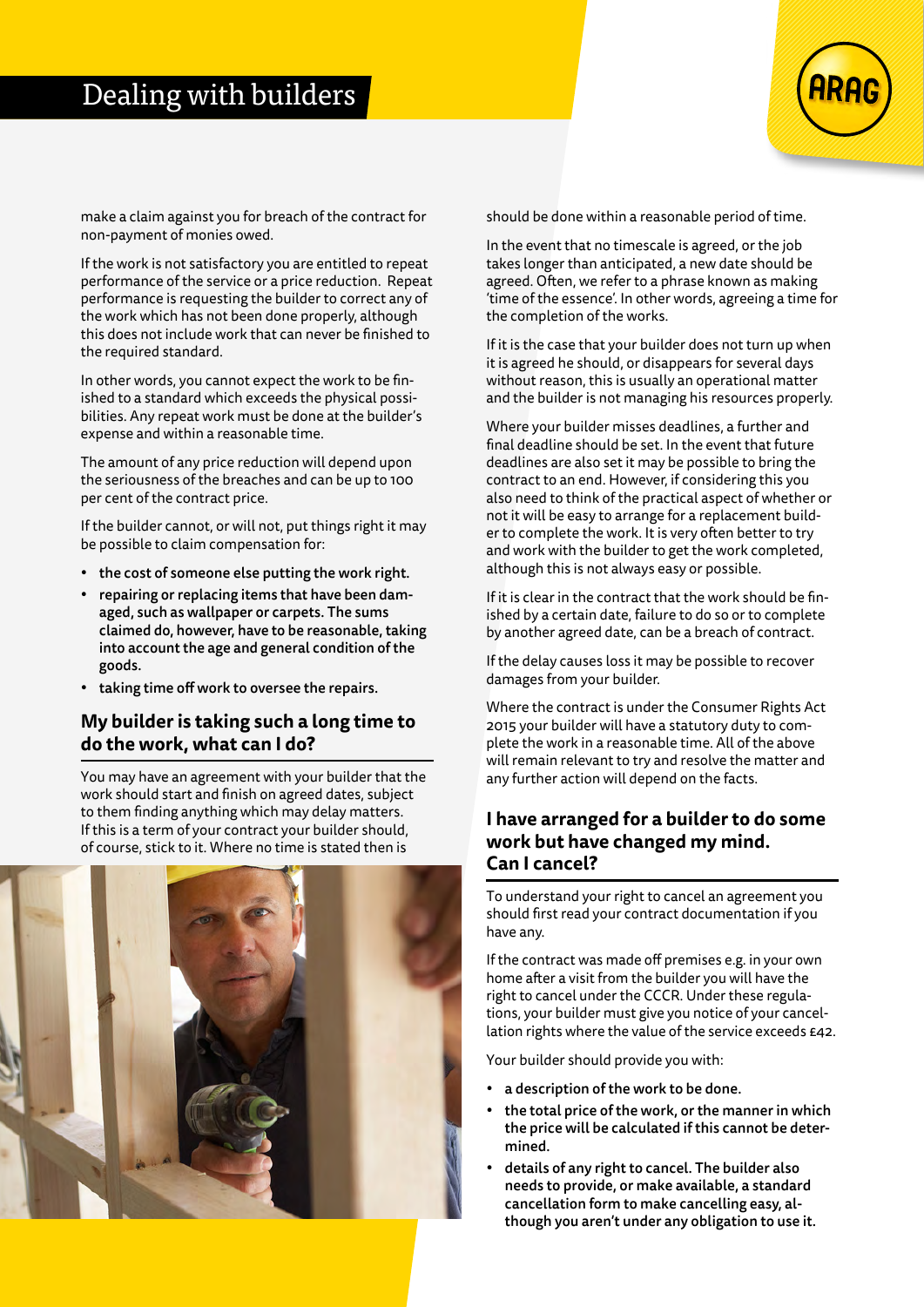make a claim against you for breach of the contract for non-payment of monies owed.

If the work is not satisfactory you are entitled to repeat performance of the service or a price reduction. Repeat performance is requesting the builder to correct any of the work which has not been done properly, although this does not include work that can never be finished to the required standard.

In other words, you cannot expect the work to be finished to a standard which exceeds the physical possibilities. Any repeat work must be done at the builder's expense and within a reasonable time.

The amount of any price reduction will depend upon the seriousness of the breaches and can be up to 100 per cent of the contract price.

If the builder cannot, or will not, put things right it may be possible to claim compensation for:

- **the cost of someone else putting the work right.**
- **repairing or replacing items that have been damaged, such as wallpaper or carpets. The sums claimed do, however, have to be reasonable, taking into account the age and general condition of the goods.**
- **taking time off work to oversee the repairs.**

## My builder is taking such a long time to do the work, what can I do?

You may have an agreement with your builder that the work should start and finish on agreed dates, subject to them finding anything which may delay matters. If this is a term of your contract your builder should, of course, stick to it. Where no time is stated then is should be done within a reasonable period of time.

In the event that no timescale is agreed, or the job takes longer than anticipated, a new date should be agreed. Often, we refer to a phrase known as making 'time of the essence'. In other words, agreeing a time for the completion of the works.

If it is the case that your builder does not turn up when it is agreed he should, or disappears for several days without reason, this is usually an operational matter and the builder is not managing his resources properly.

Where your builder misses deadlines, a further and final deadline should be set. In the event that future deadlines are also set it may be possible to bring the contract to an end. However, if considering this you also need to think of the practical aspect of whether or not it will be easy to arrange for a replacement builder to complete the work. It is very often better to try and work with the builder to get the work completed, although this is not always easy or possible.

If it is clear in the contract that the work should be finished by a certain date, failure to do so or to complete by another agreed date, can be a breach of contract.

If the delay causes loss it may be possible to recover damages from your builder.

Where the contract is under the Consumer Rights Act 2015 your builder will have a statutory duty to complete the work in a reasonable time. All of the above will remain relevant to try and resolve the matter and any further action will depend on the facts.

## I have arranged for a builder to do some work but have changed my mind. Can I cancel?

To understand your right to cancel an agreement you should first read your contract documentation if you have any.

If the contract was made off premises e.g. in your own home after a visit from the builder you will have the right to cancel under the CCCR. Under these regulations, your builder must give you notice of your cancellation rights where the value of the service exceeds £42.

Your builder should provide you with:

- **a description of the work to be done.**
- **the total price of the work, or the manner in which the price will be calculated if this cannot be determined.**
- **details of any right to cancel. The builder also needs to provide, or make available, a standard cancellation form to make cancelling easy, although you aren't under any obligation to use it.**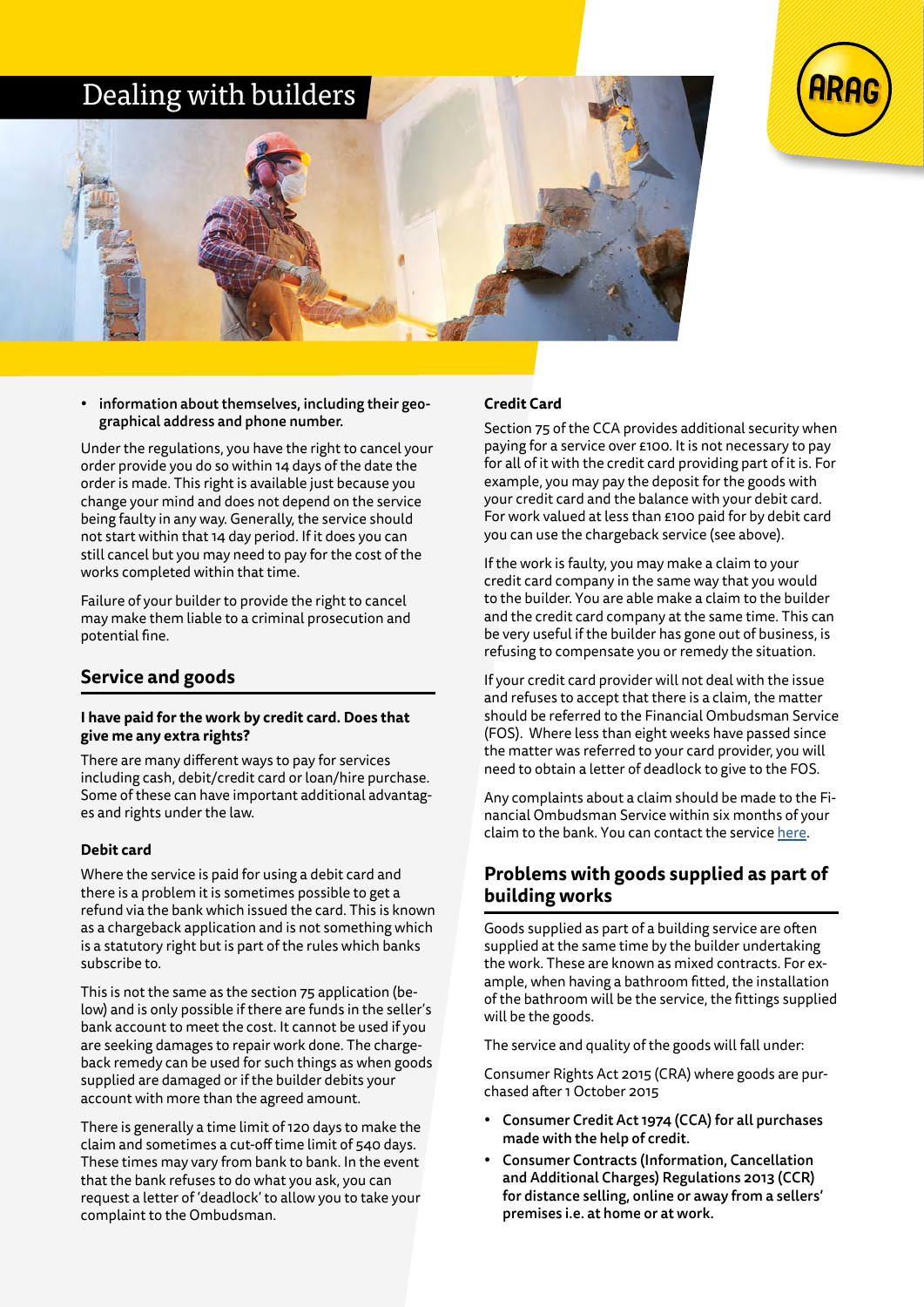# Dealing with builders

- **information about themselves, including their geographical address and phone number.**

Under the regulations, you have the right to cancel your order provide you do so within 14 days of the date the order is made. This right is available just because you change your mind and does not depend on the service being faulty in any way. Generally, the service should not start within that 14 day period. If it does you can still cancel but you may need to pay for the cost of the works completed within that time.

Failure of your builder to provide the right to cancel may make them liable to a criminal prosecution and potential fine.

## Service and goods

### I have paid for the work by credit card. Does that give me any extra rights?

There are many different ways to pay for services including cash, debit/credit card or loan/hire purchase. Some of these can have important additional advantages and rights under the law.

#### Debit card

Where the service is paid for using a debit card and there is a problem it is sometimes possible to get a refund via the bank which issued the card. This is known as a chargeback application and is not something which is a statutory right but is part of the rules which banks subscribe to.

This is not the same as the section 75 application (below) and is only possible if there are funds in the seller's bank account to meet the cost. It cannot be used if you are seeking damages to repair work done. The chargeback remedy can be used for such things as when goods supplied are damaged or if the builder debits your account with more than the agreed amount.

There is generally a time limit of 120 days to make the claim and sometimes a cut-off time limit of 540 days. These times may vary from bank to bank. In the event that the bank refuses to do what you ask, you can request a letter of 'deadlock' to allow you to take your complaint to the Ombudsman.

#### Credit Card

Section 75 of the CCA provides additional security when paying for a service over £100. It is not necessary to pay for all of it with the credit card providing part of it is. For example, you may pay the deposit for the goods with your credit card and the balance with your debit card. For work valued at less than £100 paid for by debit card you can use the chargeback service (see above).

If the work is faulty, you may make a claim to your credit card company in the same way that you would to the builder. You are able make a claim to the builder and the credit card company at the same time. This can be very useful if the builder has gone out of business, is refusing to compensate you or remedy the situation.

If your credit card provider will not deal with the issue and refuses to accept that there is a claim, the matter should be referred to the Financial Ombudsman Service (FOS). Where less than eight weeks have passed since the matter was referred to your card provider, you will need to obtain a letter of deadlock to give to the FOS.

Any complaints about a claim should be made to the Financial Ombudsman Service within six months of your claim to the bank. You can contact the service here.

## Problems with goods supplied as part of building works

Goods supplied as part of a building service are often supplied at the same time by the builder undertaking the work. These are known as mixed contracts. For example, when having a bathroom fitted, the installation of the bathroom will be the service, the fittings supplied will be the goods.

The service and quality of the goods will fall under:

Consumer Rights Act 2015 (CRA) where goods are purchased after 1 October 2015

- **Consumer Credit Act 1974 (CCA) for all purchases made with the help of credit.**
- **Consumer Contracts (Information, Cancellation and Additional Charges) Regulations 2013 (CCR) for distance selling, online or away from a sellers' premises i.e. at home or at work.**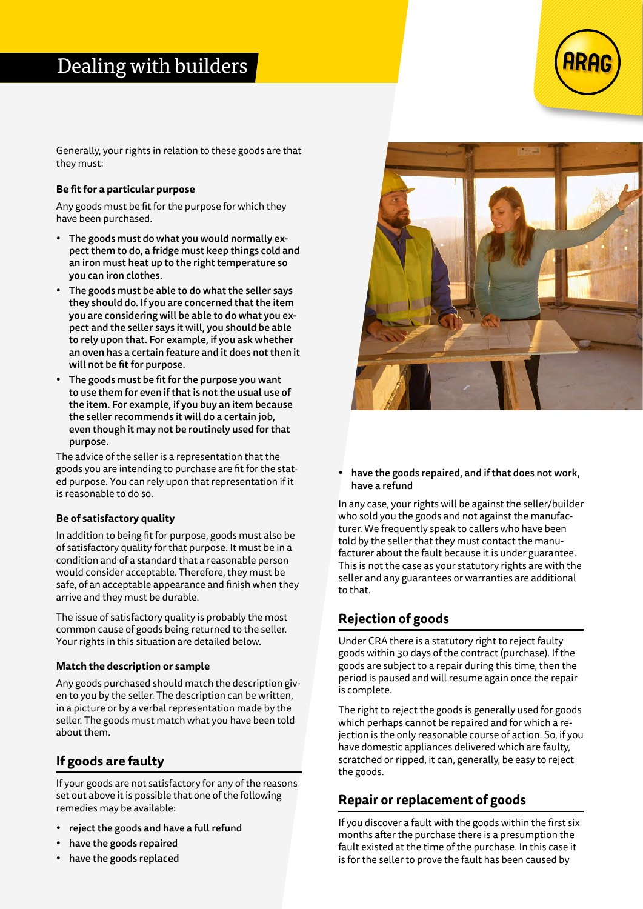Generally, your rights in relation to these goods are that they must:

**Be fit for a particular purpose**

Any goods must be fit for the purpose for which they have been purchased.

- **The goods must do what you would normally expect them to do, a fridge must keep things cold and an iron must heat up to the right temperature so you can iron clothes.**
- **The goods must be able to do what the seller says they should do. If you are concerned that the item you are considering will be able to do what you expect and the seller says it will, you should be able to rely upon that. For example, if you ask whether an oven has a certain feature and it does not then it will not be fit for purpose.**
- **The goods must be fit for the purpose you want to use them for even if that is not the usual use of the item. For example, if you buy an item because the seller recommends it will do a certain job, even though it may not be routinely used for that purpose.**

The advice of the seller is a representation that the goods you are intending to purchase are fit for the stated purpose. You can rely upon that representation if it is reasonable to do so.

**Be of satisfactory quality**

In addition to being fit for purpose, goods must also be of satisfactory quality for that purpose. It must be in a condition and of a standard that a reasonable person would consider acceptable. Therefore, they must be safe, of an acceptable appearance and finish when they arrive and they must be durable.

The issue of satisfactory quality is probably the most common cause of goods being returned to the seller. Your rights in this situation are detailed below.

**Match the description or sample**

Any goods purchased should match the description given to you by the seller. The description can be written, in a picture or by a verbal representation made by the seller. The goods must match what you have been told about them.

## If goods are faulty

If your goods are not satisfactory for any of the reasons set out above it is possible that one of the following remedies may be available:

- **reject the goods and have a full refund**
- **have the goods repaired**
- **have the goods replaced**
- **have the goods repaired, and if that does not work, have a refund**

In any case, your rights will be against the seller/builder who sold you the goods and not against the manufacturer. We frequently speak to callers who have been told by the seller that they must contact the manufacturer about the fault because it is under guarantee. This is not the case as your statutory rights are with the seller and any guarantees or warranties are additional to that.

## Rejection of goods

Under CRA there is a statutory right to reject faulty goods within 30 days of the contract (purchase). If the goods are subject to a repair during this time, then the period is paused and will resume again once the repair is complete.

The right to reject the goods is generally used for goods which perhaps cannot be repaired and for which a rejection is the only reasonable course of action. So, if you have domestic appliances delivered which are faulty, scratched or ripped, it can, generally, be easy to reject the goods.

## Repair or replacement of goods

If you discover a fault with the goods within the first six months after the purchase there is a presumption the fault existed at the time of the purchase. In this case it is for the seller to prove the fault has been caused by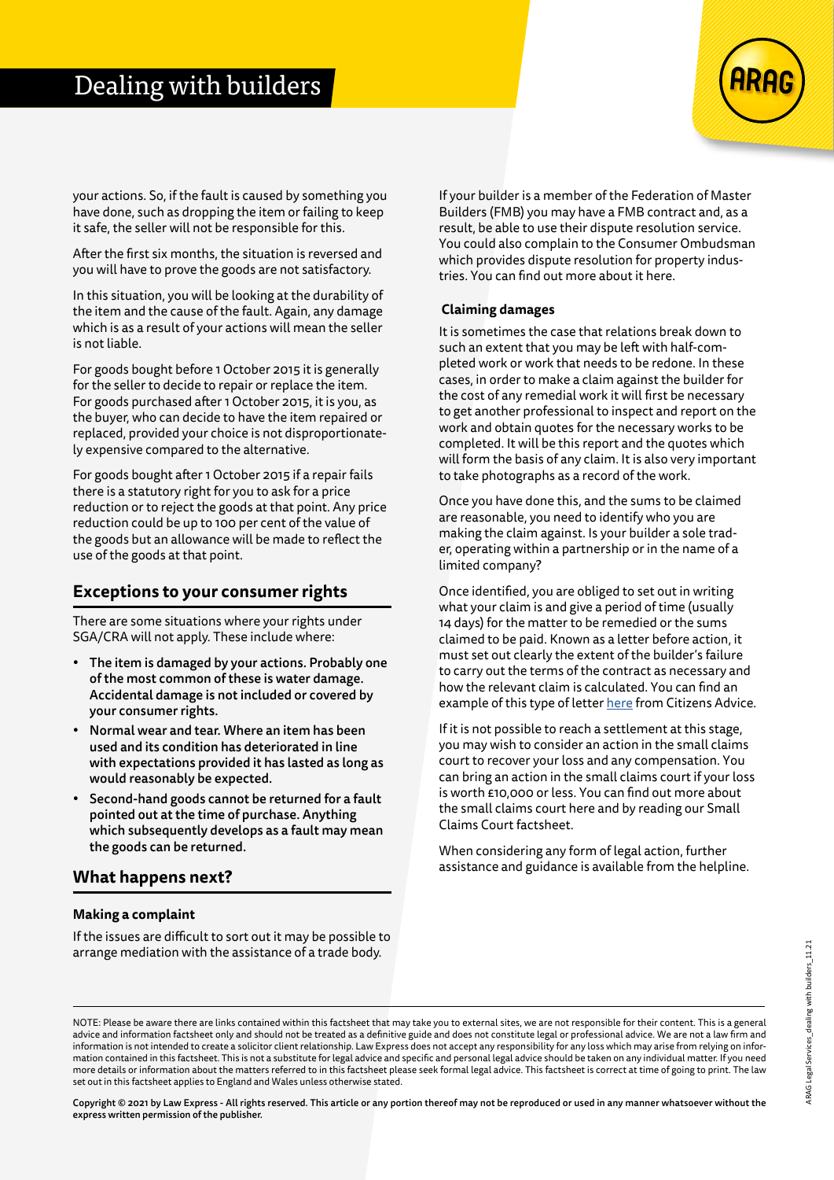your actions. So, if the fault is caused by something you have done, such as dropping the item or failing to keep it safe, the seller will not be responsible for this.

After the first six months, the situation is reversed and you will have to prove the goods are not satisfactory.

In this situation, you will be looking at the durability of the item and the cause of the fault. Again, any damage which is as a result of your actions will mean the seller is not liable.

For goods bought before 1 October 2015 it is generally for the seller to decide to repair or replace the item. For goods purchased after 1 October 2015, it is you, as the buyer, who can decide to have the item repaired or replaced, provided your choice is not disproportionately expensive compared to the alternative.

For goods bought after 1 October 2015 if a repair fails there is a statutory right for you to ask for a price reduction or to reject the goods at that point. Any price reduction could be up to 100 per cent of the value of the goods but an allowance will be made to reflect the use of the goods at that point.

## Exceptions to your consumer rights

There are some situations where your rights under SGA/CRA will not apply. These include where:

- **The item is damaged by your actions. Probably one of the most common of these is water damage. Accidental damage is not included or covered by your consumer rights.**
- **Normal wear and tear. Where an item has been used and its condition has deteriorated in line with expectations provided it has lasted as long as would reasonably be expected.**
- **Second-hand goods cannot be returned for a fault pointed out at the time of purchase. Anything which subsequently develops as a fault may mean the goods can be returned.**

## What happens next?

### Making a complaint

If the issues are difficult to sort out it may be possible to arrange mediation with the assistance of a trade body.

If your builder is a member of the Federation of Master Builders (FMB) you may have a FMB contract and, as a result, be able to use their dispute resolution service. You could also complain to the Consumer Ombudsman which provides dispute resolution for property industries. You can find out more about it here.

### Claiming damages

It is sometimes the case that relations break down to such an extent that you may be left with half-completed work or work that needs to be redone. In these cases, in order to make a claim against the builder for the cost of any remedial work it will first be necessary to get another professional to inspect and report on the work and obtain quotes for the necessary works to be completed. It will be this report and the quotes which will form the basis of any claim. It is also very important to take photographs as a record of the work.

Once you have done this, and the sums to be claimed are reasonable, you need to identify who you are making the claim against. Is your builder a sole trader, operating within a partnership or in the name of a limited company?

Once identified, you are obliged to set out in writing what your claim is and give a period of time (usually 14 days) for the matter to be remedied or the sums claimed to be paid. Known as a letter before action, it must set out clearly the extent of the builder's failure to carry out the terms of the contract as necessary and how the relevant claim is calculated. You can find an example of this type of letter here from Citizens Advice.

If it is not possible to reach a settlement at this stage, you may wish to consider an action in the small claims court to recover your loss and any compensation. You can bring an action in the small claims court if your loss is worth £10,000 or less. You can find out more about the small claims court here and by reading our Small Claims Court factsheet.

When considering any form of legal action, further assistance and guidance is available from the helpline.

NOTE: Please be aware there are links contained within this factsheet that may take you to external sites, we are not responsible for their content. This is a general advice and information factsheet only and should not be treated as a definitive guide and does not constitute legal or professional advice. We are not a law firm and information is not intended to create a solicitor client relationship. Law Express does not accept any responsibility for any loss which may arise from relying on information contained in this factsheet. This is not a substitute for legal advice and specific and personal legal advice should be taken on any individual matter. If you need more details or information about the matters referred to in this factsheet please seek formal legal advice. This factsheet is correct at time of going to print. The law set out in this factsheet applies to England and Wales unless otherwise stated.

**Copyright © 2021 by Law Express - All rights reserved. This article or any portion thereof may not be reproduced or used in any manner whatsoever without the express written permission of the publisher.**